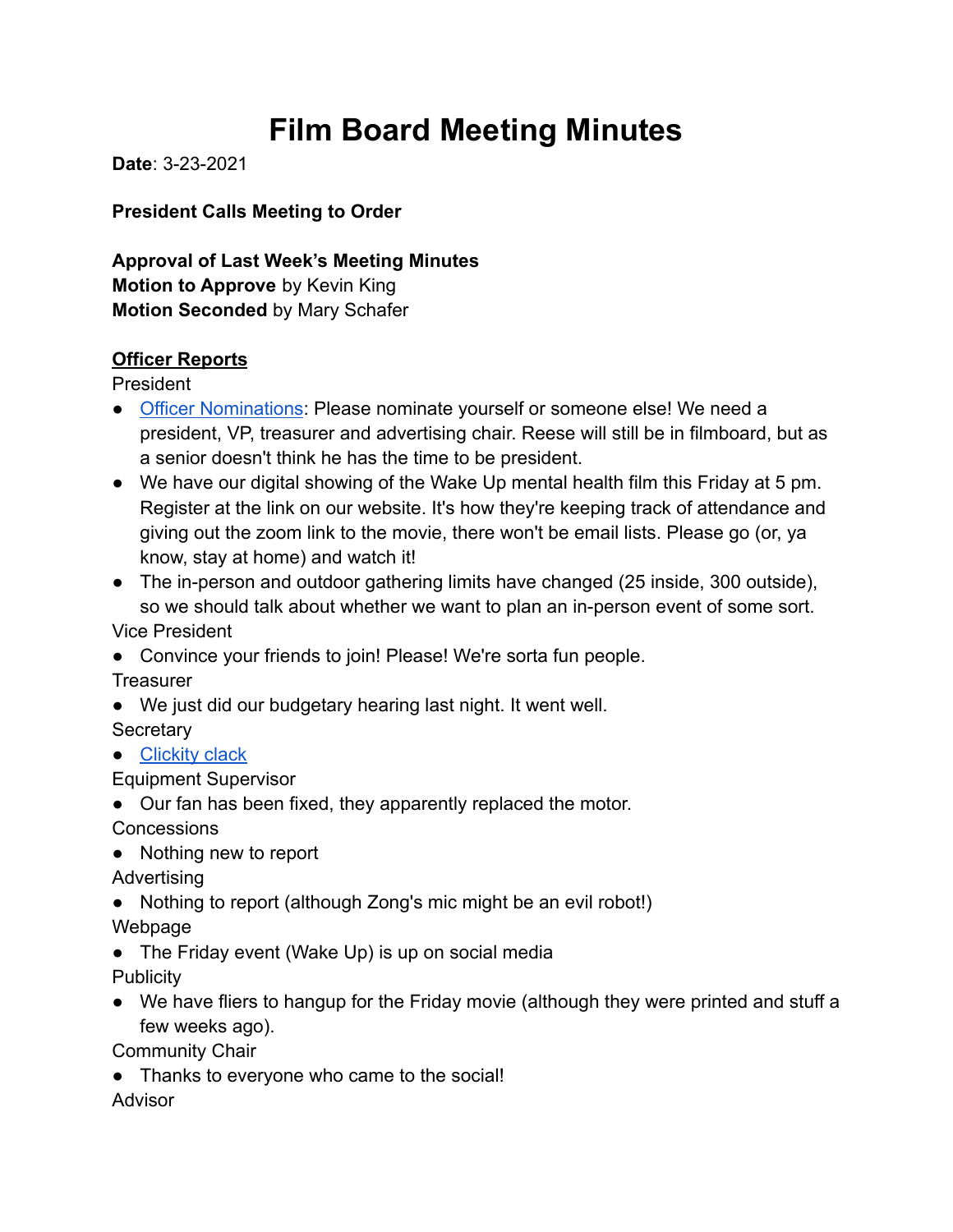# Film Board Meeting Minutes

**Date**: 3-23-2021

**President Calls Meeting to Order**

**Approval of Last Week's Meeting Minutes**
**Motion to Approve** by Kevin King
**Motion Seconded** by Mary Schafer

**Officer Reports**

President

- Officer Nominations: Please nominate yourself or someone else! We need a president, VP, treasurer and advertising chair. Reese will still be in filmboard, but as a senior doesn't think he has the time to be president.
- We have our digital showing of the Wake Up mental health film this Friday at 5 pm. Register at the link on our website. It's how they're keeping track of attendance and giving out the zoom link to the movie, there won't be email lists. Please go (or, ya know, stay at home) and watch it!
- The in-person and outdoor gathering limits have changed (25 inside, 300 outside), so we should talk about whether we want to plan an in-person event of some sort.

Vice President

- Convince your friends to join! Please! We're sorta fun people.

Treasurer

- We just did our budgetary hearing last night. It went well.

Secretary

- Clickity clack

Equipment Supervisor

- Our fan has been fixed, they apparently replaced the motor.

Concessions

- Nothing new to report

Advertising

- Nothing to report (although Zong's mic might be an evil robot!)

Webpage

- The Friday event (Wake Up) is up on social media

Publicity

- We have fliers to hangup for the Friday movie (although they were printed and stuff a few weeks ago).

Community Chair

- Thanks to everyone who came to the social!

Advisor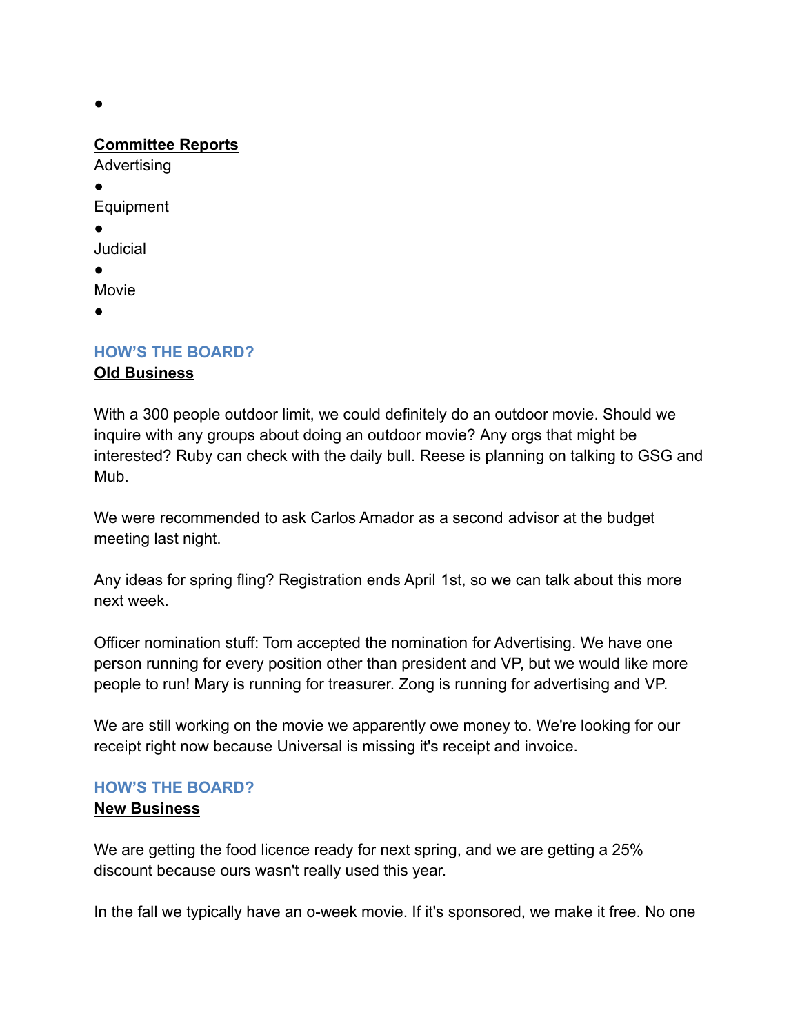- 

**Committee Reports**

Advertising

- 

Equipment

- 

Judicial

- 

Movie

- 

### HOW'S THE BOARD?

**Old Business**

With a 300 people outdoor limit, we could definitely do an outdoor movie. Should we inquire with any groups about doing an outdoor movie? Any orgs that might be interested? Ruby can check with the daily bull. Reese is planning on talking to GSG and Mub.

We were recommended to ask Carlos Amador as a second advisor at the budget meeting last night.

Any ideas for spring fling? Registration ends April 1st, so we can talk about this more next week.

Officer nomination stuff: Tom accepted the nomination for Advertising. We have one person running for every position other than president and VP, but we would like more people to run! Mary is running for treasurer. Zong is running for advertising and VP.

We are still working on the movie we apparently owe money to. We're looking for our receipt right now because Universal is missing it's receipt and invoice.

### HOW'S THE BOARD?

**New Business**

We are getting the food licence ready for next spring, and we are getting a 25% discount because ours wasn't really used this year.

In the fall we typically have an o-week movie. If it's sponsored, we make it free. No one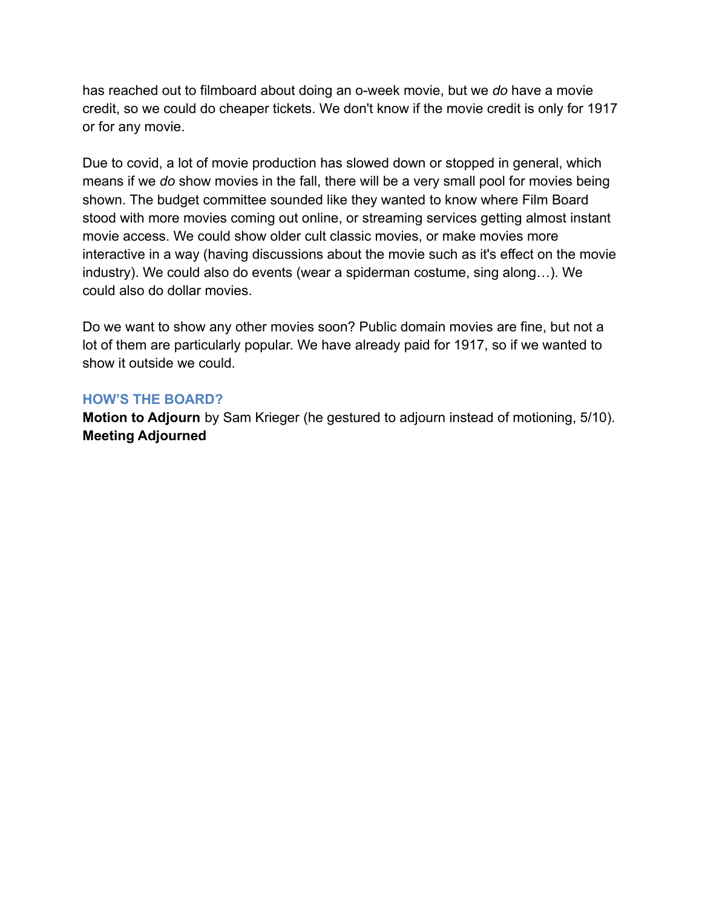has reached out to filmboard about doing an o-week movie, but we *do* have a movie credit, so we could do cheaper tickets. We don't know if the movie credit is only for 1917 or for any movie.

Due to covid, a lot of movie production has slowed down or stopped in general, which means if we *do* show movies in the fall, there will be a very small pool for movies being shown. The budget committee sounded like they wanted to know where Film Board stood with more movies coming out online, or streaming services getting almost instant movie access. We could show older cult classic movies, or make movies more interactive in a way (having discussions about the movie such as it's effect on the movie industry). We could also do events (wear a spiderman costume, sing along…). We could also do dollar movies.

Do we want to show any other movies soon? Public domain movies are fine, but not a lot of them are particularly popular. We have already paid for 1917, so if we wanted to show it outside we could.

## HOW'S THE BOARD?

**Motion to Adjourn** by Sam Krieger (he gestured to adjourn instead of motioning, 5/10).
**Meeting Adjourned**